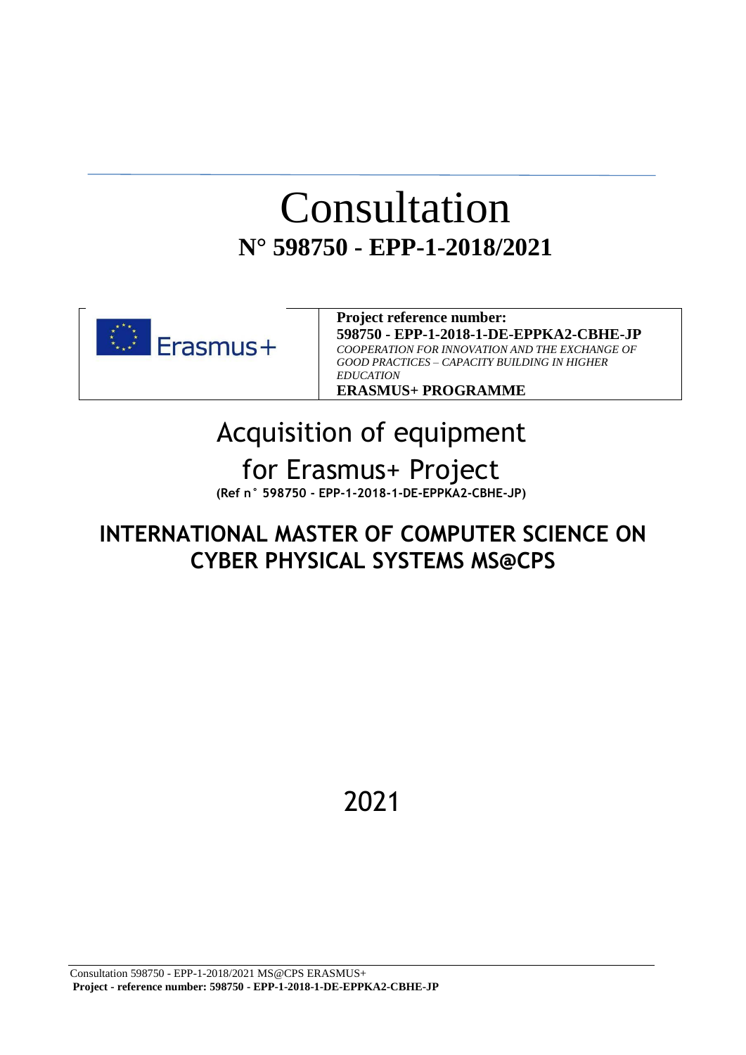# Consultation

## N° 598750 - EPP-1-2018/2021

| Erasmus+ | **Project reference number:**<br>**598750 - EPP-1-2018-1-DE-EPPKA2-CBHE-JP**<br>*COOPERATION FOR INNOVATION AND THE EXCHANGE OF GOOD PRACTICES – CAPACITY BUILDING IN HIGHER EDUCATION*<br>**ERASMUS+ PROGRAMME** |
|---|---|

# Acquisition of equipment for Erasmus+ Project

**(Ref n° 598750 - EPP-1-2018-1-DE-EPPKA2-CBHE-JP)**

## INTERNATIONAL MASTER OF COMPUTER SCIENCE ON CYBER PHYSICAL SYSTEMS MS@CPS

2021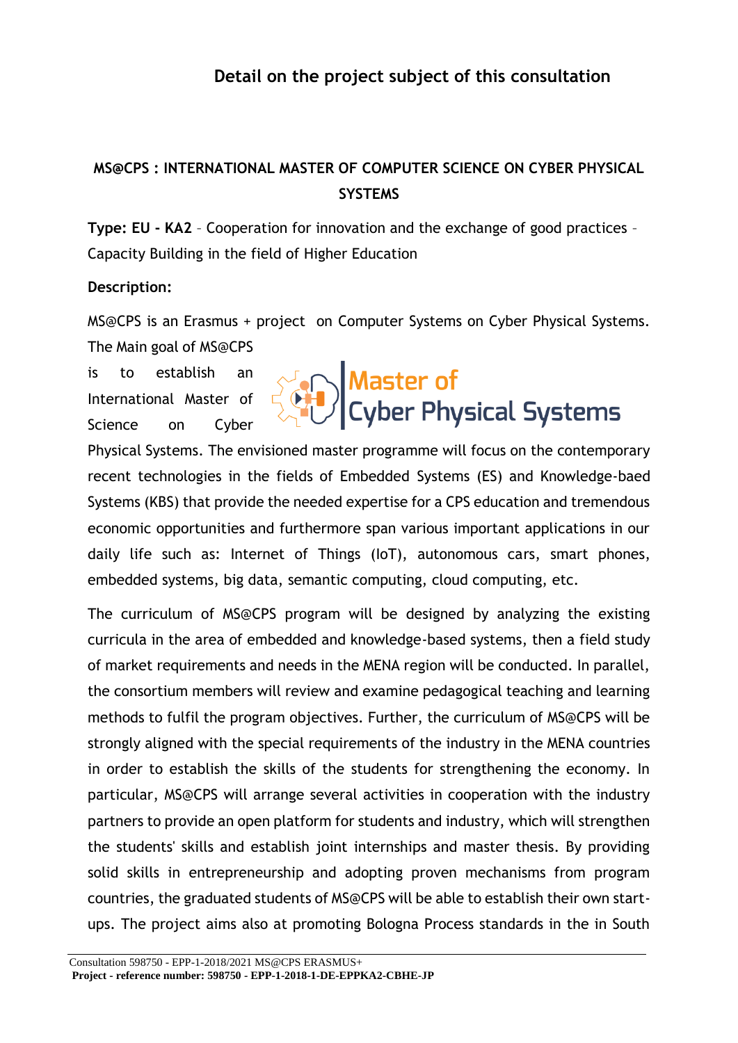## Detail on the project subject of this consultation

### MS@CPS : INTERNATIONAL MASTER OF COMPUTER SCIENCE ON CYBER PHYSICAL SYSTEMS

**Type: EU - KA2** – Cooperation for innovation and the exchange of good practices – Capacity Building in the field of Higher Education

**Description:**

MS@CPS is an Erasmus + project on Computer Systems on Cyber Physical Systems. The Main goal of MS@CPS is to establish an International Master of Science on Cyber Physical Systems. The envisioned master programme will focus on the contemporary recent technologies in the fields of Embedded Systems (ES) and Knowledge-baed Systems (KBS) that provide the needed expertise for a CPS education and tremendous economic opportunities and furthermore span various important applications in our daily life such as: Internet of Things (IoT), autonomous cars, smart phones, embedded systems, big data, semantic computing, cloud computing, etc.

The curriculum of MS@CPS program will be designed by analyzing the existing curricula in the area of embedded and knowledge-based systems, then a field study of market requirements and needs in the MENA region will be conducted. In parallel, the consortium members will review and examine pedagogical teaching and learning methods to fulfil the program objectives. Further, the curriculum of MS@CPS will be strongly aligned with the special requirements of the industry in the MENA countries in order to establish the skills of the students for strengthening the economy. In particular, MS@CPS will arrange several activities in cooperation with the industry partners to provide an open platform for students and industry, which will strengthen the students' skills and establish joint internships and master thesis. By providing solid skills in entrepreneurship and adopting proven mechanisms from program countries, the graduated students of MS@CPS will be able to establish their own start-ups. The project aims also at promoting Bologna Process standards in the in South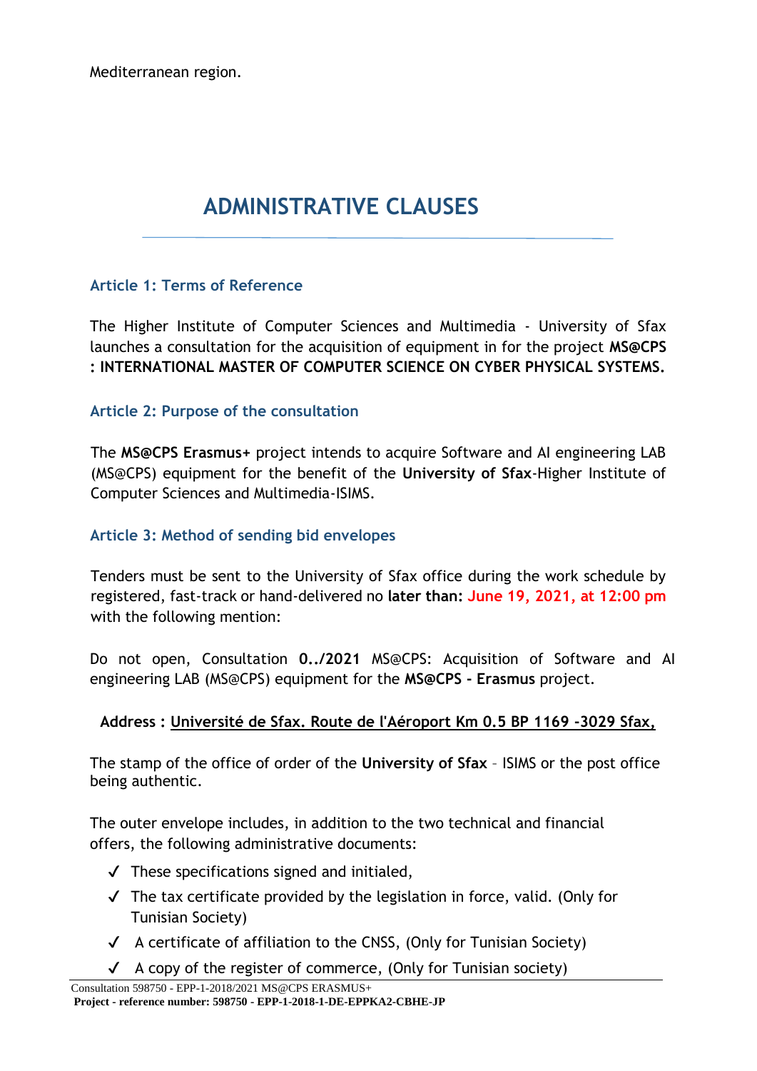Mediterranean region.

# ADMINISTRATIVE CLAUSES

### Article 1: Terms of Reference

The Higher Institute of Computer Sciences and Multimedia - University of Sfax launches a consultation for the acquisition of equipment in for the project **MS@CPS : INTERNATIONAL MASTER OF COMPUTER SCIENCE ON CYBER PHYSICAL SYSTEMS.**

### Article 2: Purpose of the consultation

The **MS@CPS Erasmus+** project intends to acquire Software and AI engineering LAB (MS@CPS) equipment for the benefit of the **University of Sfax**-Higher Institute of Computer Sciences and Multimedia-ISIMS.

### Article 3: Method of sending bid envelopes

Tenders must be sent to the University of Sfax office during the work schedule by registered, fast-track or hand-delivered no **later than: June 19, 2021, at 12:00 pm** with the following mention:

Do not open, Consultation **0../2021** MS@CPS: Acquisition of Software and AI engineering LAB (MS@CPS) equipment for the **MS@CPS - Erasmus** project.

**Address :** Université de Sfax. Route de l'Aéroport Km 0.5 BP 1169 -3029 Sfax,

The stamp of the office of order of the **University of Sfax** – ISIMS or the post office being authentic.

The outer envelope includes, in addition to the two technical and financial offers, the following administrative documents:

- ✓ These specifications signed and initialed,
- ✓ The tax certificate provided by the legislation in force, valid. (Only for Tunisian Society)
- ✓ A certificate of affiliation to the CNSS, (Only for Tunisian Society)
- ✓ A copy of the register of commerce, (Only for Tunisian society)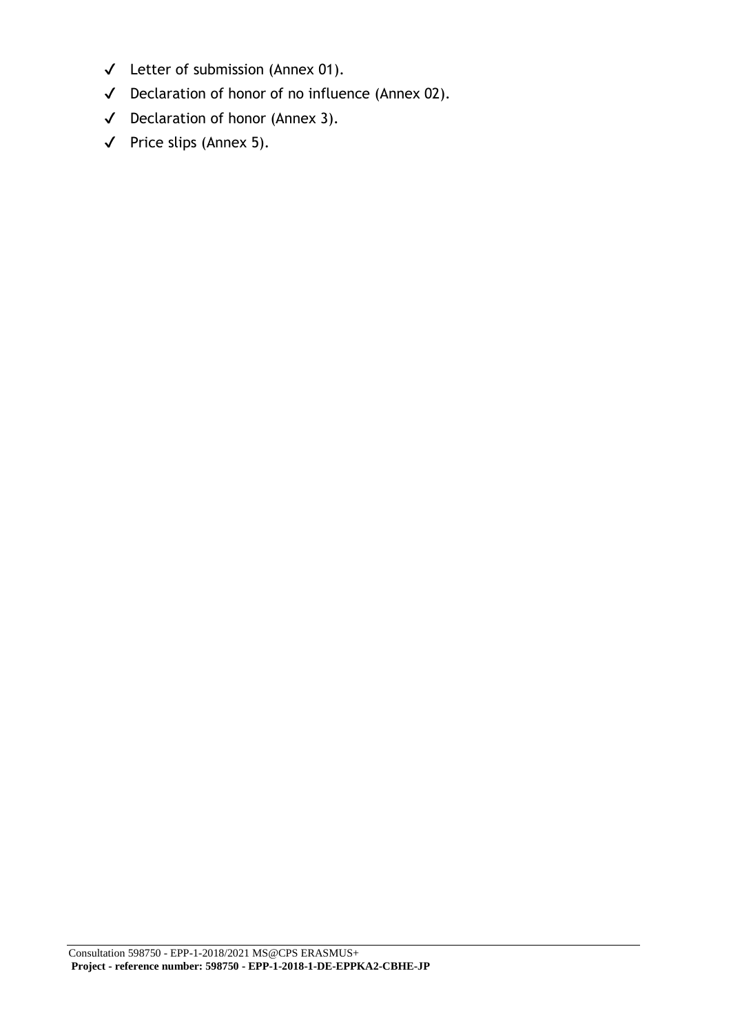- ✓ Letter of submission (Annex 01).
- ✓ Declaration of honor of no influence (Annex 02).
- ✓ Declaration of honor (Annex 3).
- ✓ Price slips (Annex 5).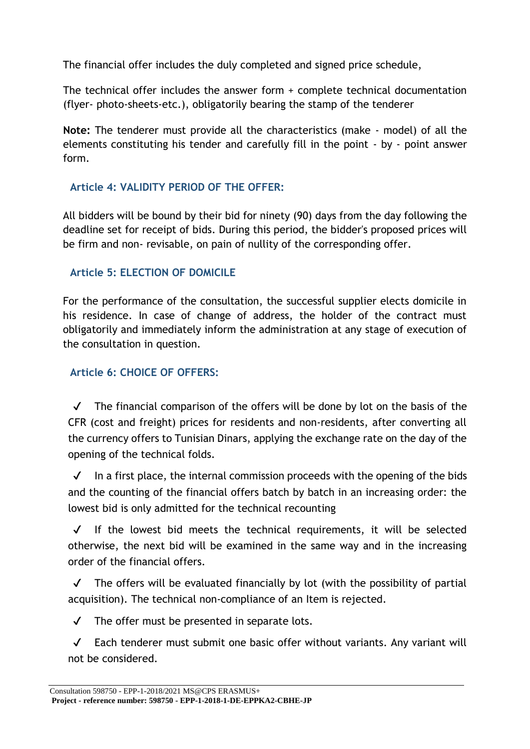The financial offer includes the duly completed and signed price schedule,

The technical offer includes the answer form + complete technical documentation (flyer- photo-sheets-etc.), obligatorily bearing the stamp of the tenderer

**Note:** The tenderer must provide all the characteristics (make - model) of all the elements constituting his tender and carefully fill in the point - by - point answer form.

## Article 4: VALIDITY PERIOD OF THE OFFER:

All bidders will be bound by their bid for ninety (90) days from the day following the deadline set for receipt of bids. During this period, the bidder's proposed prices will be firm and non- revisable, on pain of nullity of the corresponding offer.

## Article 5: ELECTION OF DOMICILE

For the performance of the consultation, the successful supplier elects domicile in his residence. In case of change of address, the holder of the contract must obligatorily and immediately inform the administration at any stage of execution of the consultation in question.

## Article 6: CHOICE OF OFFERS:

- ✓ The financial comparison of the offers will be done by lot on the basis of the CFR (cost and freight) prices for residents and non-residents, after converting all the currency offers to Tunisian Dinars, applying the exchange rate on the day of the opening of the technical folds.
- ✓ In a first place, the internal commission proceeds with the opening of the bids and the counting of the financial offers batch by batch in an increasing order: the lowest bid is only admitted for the technical recounting
- ✓ If the lowest bid meets the technical requirements, it will be selected otherwise, the next bid will be examined in the same way and in the increasing order of the financial offers.
- ✓ The offers will be evaluated financially by lot (with the possibility of partial acquisition). The technical non-compliance of an Item is rejected.
- ✓ The offer must be presented in separate lots.
- ✓ Each tenderer must submit one basic offer without variants. Any variant will not be considered.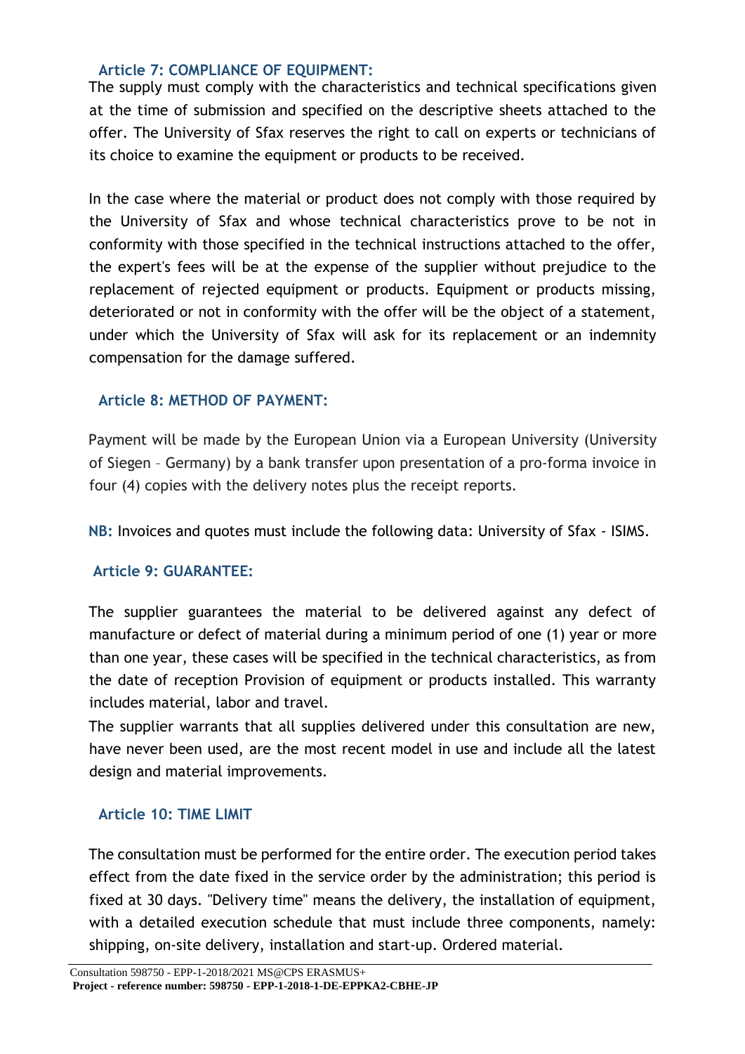### Article 7: COMPLIANCE OF EQUIPMENT:

The supply must comply with the characteristics and technical specifications given at the time of submission and specified on the descriptive sheets attached to the offer. The University of Sfax reserves the right to call on experts or technicians of its choice to examine the equipment or products to be received.

In the case where the material or product does not comply with those required by the University of Sfax and whose technical characteristics prove to be not in conformity with those specified in the technical instructions attached to the offer, the expert's fees will be at the expense of the supplier without prejudice to the replacement of rejected equipment or products. Equipment or products missing, deteriorated or not in conformity with the offer will be the object of a statement, under which the University of Sfax will ask for its replacement or an indemnity compensation for the damage suffered.

### Article 8: METHOD OF PAYMENT:

Payment will be made by the European Union via a European University (University of Siegen – Germany) by a bank transfer upon presentation of a pro-forma invoice in four (4) copies with the delivery notes plus the receipt reports.

**NB:** Invoices and quotes must include the following data: University of Sfax - ISIMS.

### Article 9: GUARANTEE:

The supplier guarantees the material to be delivered against any defect of manufacture or defect of material during a minimum period of one (1) year or more than one year, these cases will be specified in the technical characteristics, as from the date of reception Provision of equipment or products installed. This warranty includes material, labor and travel.

The supplier warrants that all supplies delivered under this consultation are new, have never been used, are the most recent model in use and include all the latest design and material improvements.

### Article 10: TIME LIMIT

The consultation must be performed for the entire order. The execution period takes effect from the date fixed in the service order by the administration; this period is fixed at 30 days. "Delivery time" means the delivery, the installation of equipment, with a detailed execution schedule that must include three components, namely: shipping, on-site delivery, installation and start-up. Ordered material.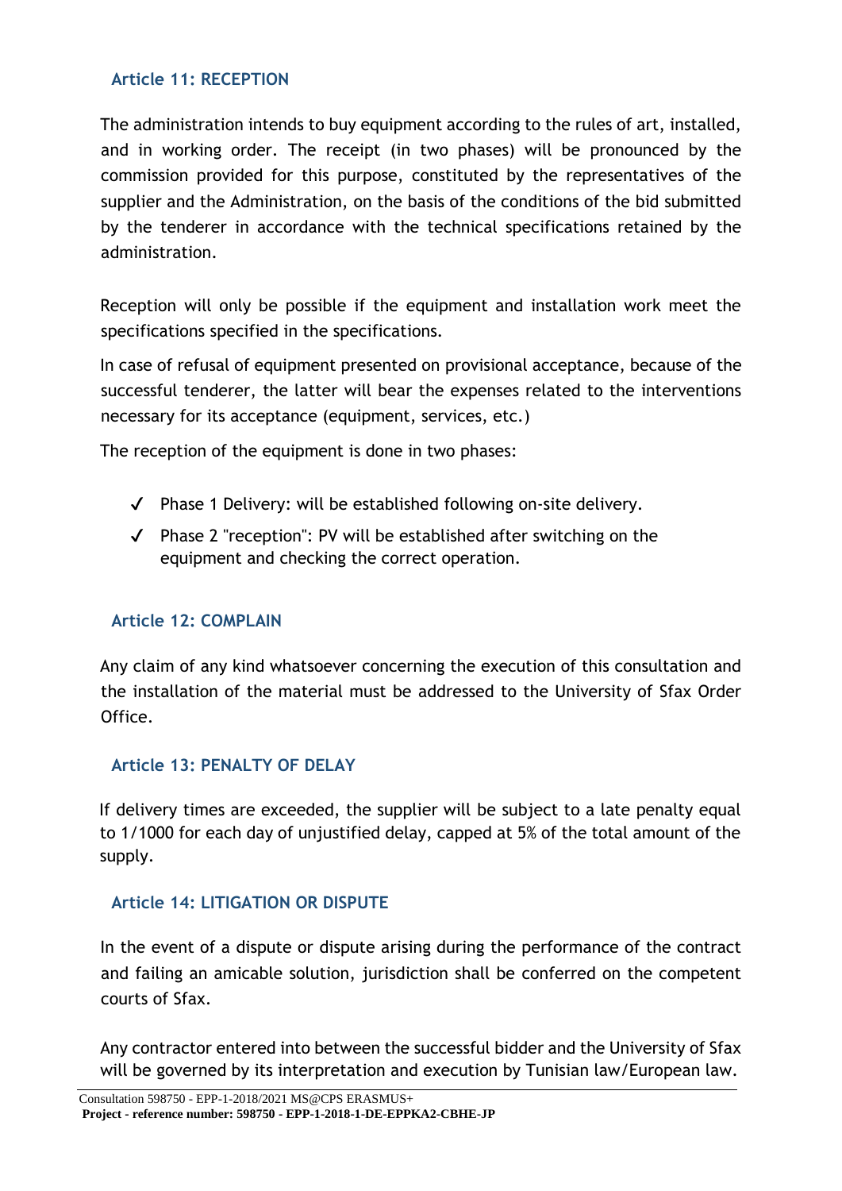## Article 11: RECEPTION

The administration intends to buy equipment according to the rules of art, installed, and in working order. The receipt (in two phases) will be pronounced by the commission provided for this purpose, constituted by the representatives of the supplier and the Administration, on the basis of the conditions of the bid submitted by the tenderer in accordance with the technical specifications retained by the administration.

Reception will only be possible if the equipment and installation work meet the specifications specified in the specifications.

In case of refusal of equipment presented on provisional acceptance, because of the successful tenderer, the latter will bear the expenses related to the interventions necessary for its acceptance (equipment, services, etc.)

The reception of the equipment is done in two phases:

- ✓ Phase 1 Delivery: will be established following on-site delivery.
- ✓ Phase 2 "reception": PV will be established after switching on the equipment and checking the correct operation.

## Article 12: COMPLAIN

Any claim of any kind whatsoever concerning the execution of this consultation and the installation of the material must be addressed to the University of Sfax Order Office.

## Article 13: PENALTY OF DELAY

If delivery times are exceeded, the supplier will be subject to a late penalty equal to 1/1000 for each day of unjustified delay, capped at 5% of the total amount of the supply.

## Article 14: LITIGATION OR DISPUTE

In the event of a dispute or dispute arising during the performance of the contract and failing an amicable solution, jurisdiction shall be conferred on the competent courts of Sfax.

Any contractor entered into between the successful bidder and the University of Sfax will be governed by its interpretation and execution by Tunisian law/European law.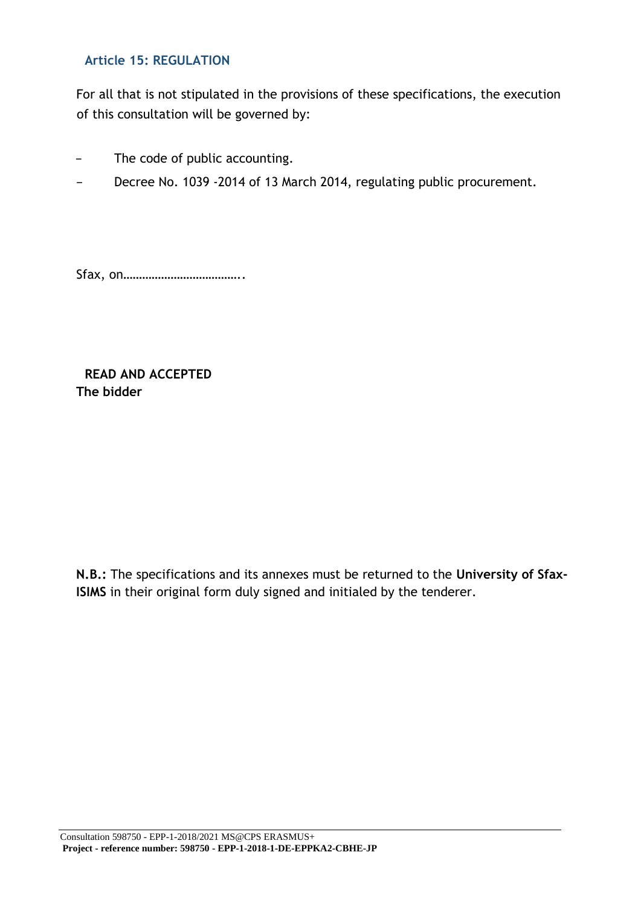### Article 15: REGULATION

For all that is not stipulated in the provisions of these specifications, the execution of this consultation will be governed by:

- The code of public accounting.
- Decree No. 1039 -2014 of 13 March 2014, regulating public procurement.

Sfax, on……………………………….

**READ AND ACCEPTED**
**The bidder**

**N.B.:** The specifications and its annexes must be returned to the **University of Sfax-ISIMS** in their original form duly signed and initialed by the tenderer.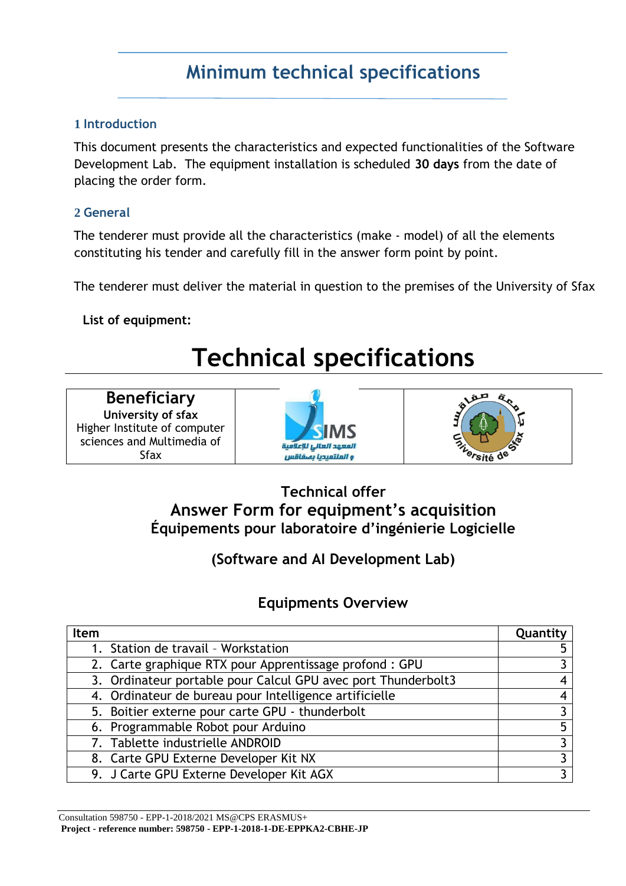# Minimum technical specifications

## 1 Introduction

This document presents the characteristics and expected functionalities of the Software Development Lab. The equipment installation is scheduled **30 days** from the date of placing the order form.

## 2 General

The tenderer must provide all the characteristics (make - model) of all the elements constituting his tender and carefully fill in the answer form point by point.

The tenderer must deliver the material in question to the premises of the University of Sfax

**List of equipment:**

# Technical specifications

| **Beneficiary**<br>**University of sfax**<br>Higher Institute of computer sciences and Multimedia of Sfax | ISIMS<br>المعهد العالي للإعلامية و الملتميديا بصفاقس | جامعة صفاقس<br>Université de Sfax |
|---|---|---|

**Technical offer**

**Answer Form for equipment's acquisition**

**Équipements pour laboratoire d'ingénierie Logicielle**

**(Software and AI Development Lab)**

## Equipments Overview

| Item | Quantity |
|---|---|
| 1. Station de travail – Workstation | 5 |
| 2. Carte graphique RTX pour Apprentissage profond : GPU | 3 |
| 3. Ordinateur portable pour Calcul GPU avec port Thunderbolt3 | 4 |
| 4. Ordinateur de bureau pour Intelligence artificielle | 4 |
| 5. Boitier externe pour carte GPU - thunderbolt | 3 |
| 6. Programmable Robot pour Arduino | 5 |
| 7. Tablette industrielle ANDROID | 3 |
| 8. Carte GPU Externe Developer Kit NX | 3 |
| 9. J Carte GPU Externe Developer Kit AGX | 3 |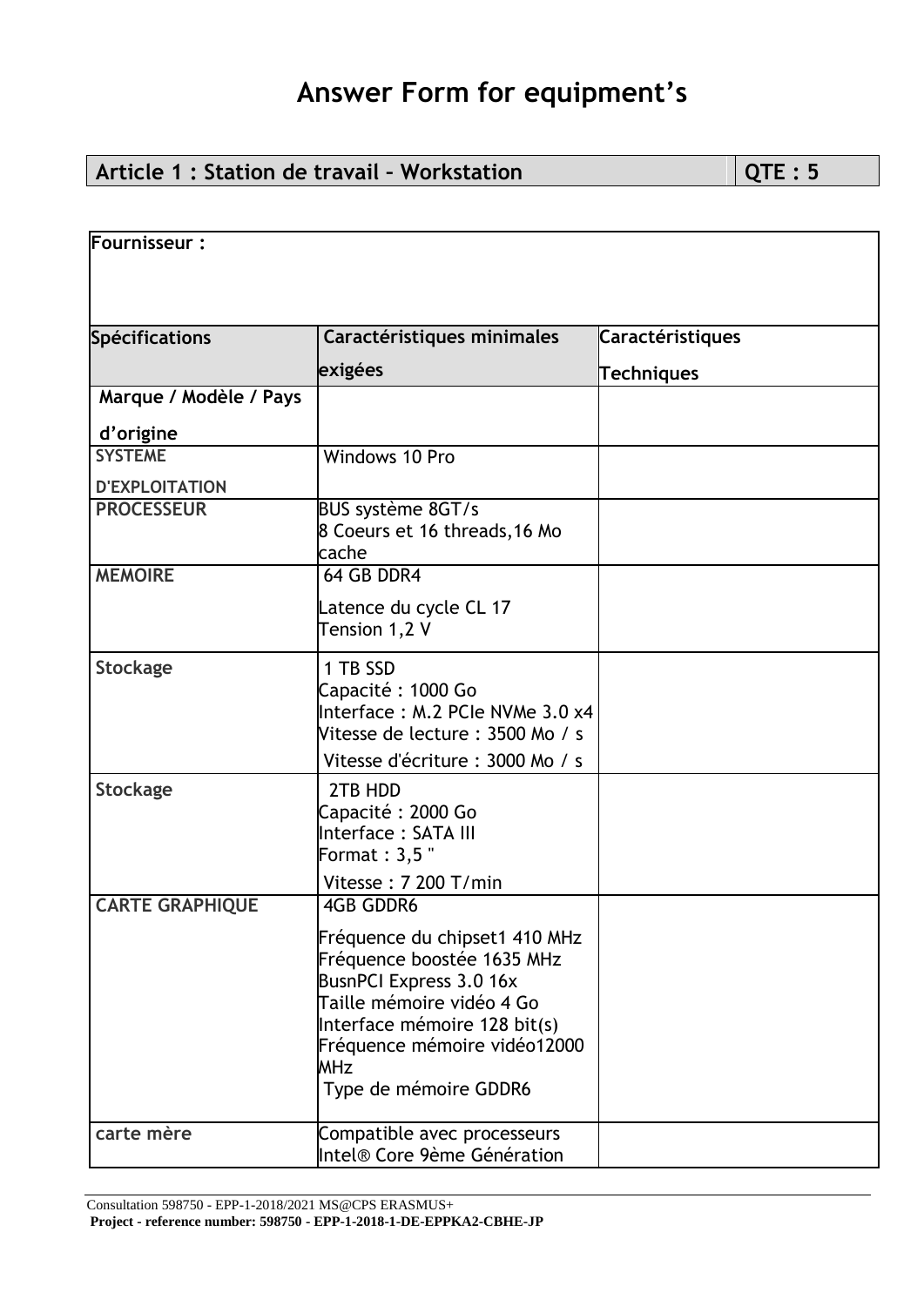# Answer Form for equipment's

| Article 1 : Station de travail – Workstation | QTE : 5 |
|---|---|

| Fournisseur : | | |
|---|---|---|
| **Spécifications** | **Caractéristiques minimales exigées** | **Caractéristiques Techniques** |
| **Marque / Modèle / Pays d'origine** | | |
| **SYSTEME D'EXPLOITATION** | Windows 10 Pro | |
| **PROCESSEUR** | BUS système 8GT/s<br>8 Coeurs et 16 threads,16 Mo cache | |
| **MEMOIRE** | 64 GB DDR4<br>Latence du cycle CL 17<br>Tension 1,2 V | |
| **Stockage** | 1 TB SSD<br>Capacité : 1000 Go<br>Interface : M.2 PCIe NVMe 3.0 x4<br>Vitesse de lecture : 3500 Mo / s<br>Vitesse d'écriture : 3000 Mo / s | |
| **Stockage** | 2TB HDD<br>Capacité : 2000 Go<br>Interface : SATA III<br>Format : 3,5 "<br>Vitesse : 7 200 T/min | |
| **CARTE GRAPHIQUE** | 4GB GDDR6<br>Fréquence du chipset1 410 MHz<br>Fréquence boostée 1635 MHz<br>BusnPCI Express 3.0 16x<br>Taille mémoire vidéo 4 Go<br>Interface mémoire 128 bit(s)<br>Fréquence mémoire vidéo12000 MHz<br>Type de mémoire GDDR6 | |
| **carte mère** | Compatible avec processeurs Intel® Core 9ème Génération | |

Consultation 598750 - EPP-1-2018/2021 MS@CPS ERASMUS+
**Project - reference number: 598750 - EPP-1-2018-1-DE-EPPKA2-CBHE-JP**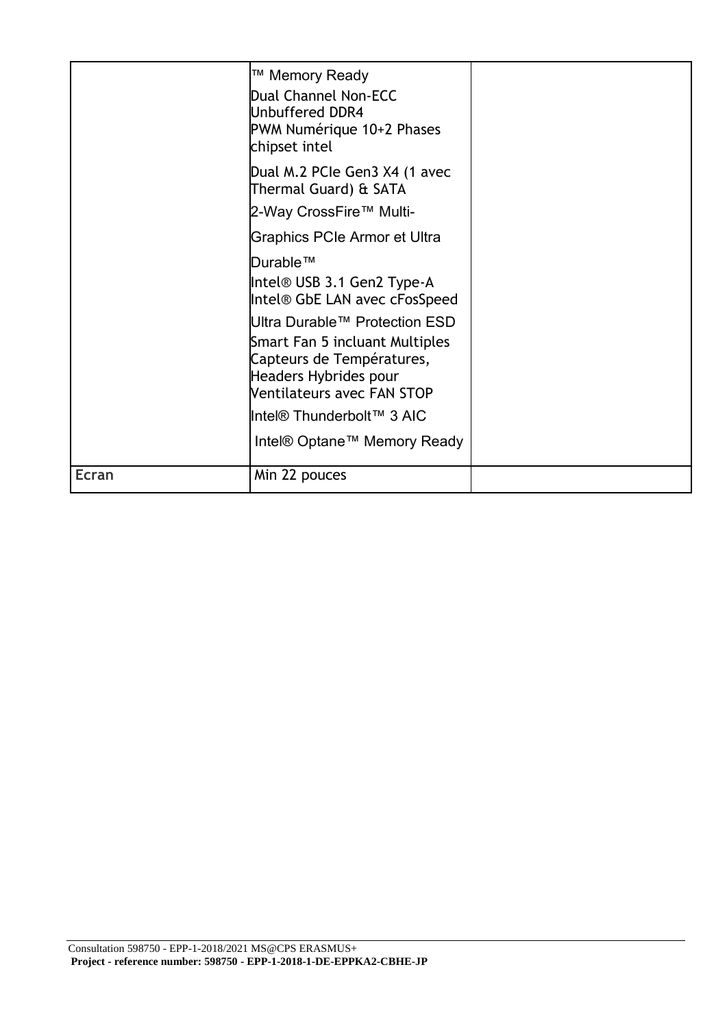|  |  |  |
|---|---|---|
|  | ™ Memory Ready<br>Dual Channel Non-ECC Unbuffered DDR4<br>PWM Numérique 10+2 Phases chipset intel<br>Dual M.2 PCIe Gen3 X4 (1 avec Thermal Guard) & SATA<br>2-Way CrossFire™ Multi-<br>Graphics PCIe Armor et Ultra<br>Durable™<br>Intel® USB 3.1 Gen2 Type-A<br>Intel® GbE LAN avec cFosSpeed<br>Ultra Durable™ Protection ESD<br>Smart Fan 5 incluant Multiples Capteurs de Températures, Headers Hybrides pour Ventilateurs avec FAN STOP<br>Intel® Thunderbolt™ 3 AIC<br>Intel® Optane™ Memory Ready |  |
| **Ecran** | Min 22 pouces |  |

Consultation 598750 - EPP-1-2018/2021 MS@CPS ERASMUS+
**Project - reference number: 598750 - EPP-1-2018-1-DE-EPPKA2-CBHE-JP**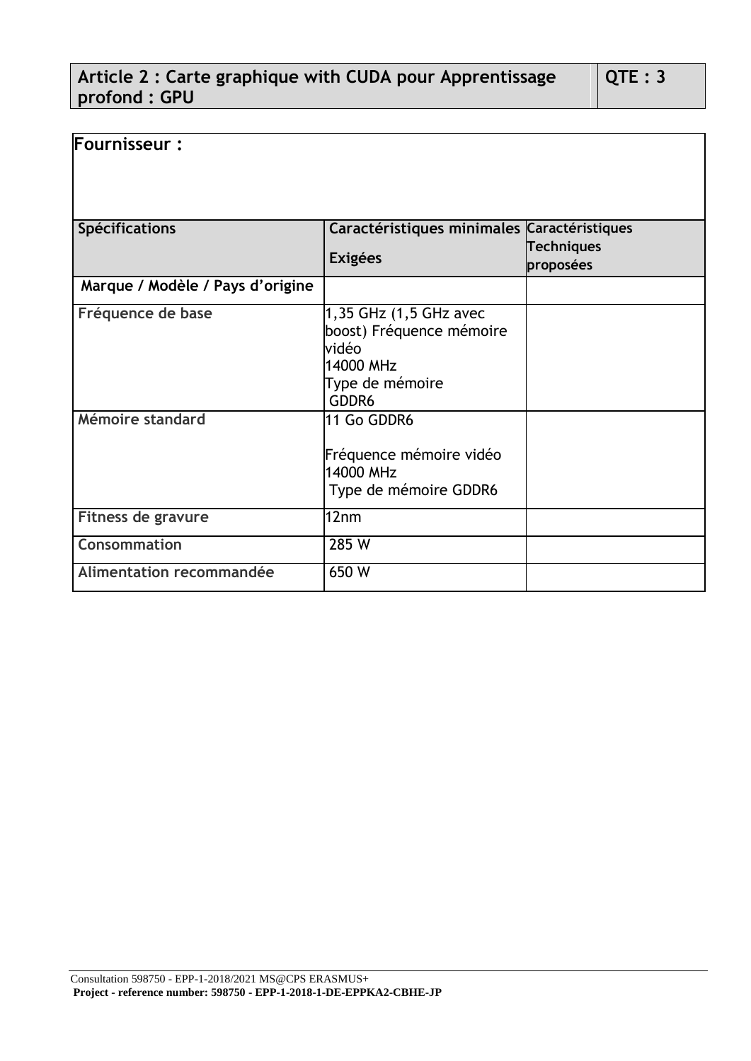| Article 2 : Carte graphique with CUDA pour Apprentissage profond : GPU | QTE : 3 |
|---|---|

| Fournisseur : | | |
|---|---|---|
| **Spécifications** | **Caractéristiques minimales Exigées** | **Caractéristiques Techniques proposées** |
| **Marque / Modèle / Pays d'origine** | | |
| **Fréquence de base** | 1,35 GHz (1,5 GHz avec boost) Fréquence mémoire vidéo 14000 MHz Type de mémoire GDDR6 | |
| **Mémoire standard** | 11 Go GDDR6<br><br>Fréquence mémoire vidéo 14000 MHz Type de mémoire GDDR6 | |
| **Fitness de gravure** | 12nm | |
| **Consommation** | 285 W | |
| **Alimentation recommandée** | 650 W | |

Consultation 598750 - EPP-1-2018/2021 MS@CPS ERASMUS+
**Project - reference number: 598750 - EPP-1-2018-1-DE-EPPKA2-CBHE-JP**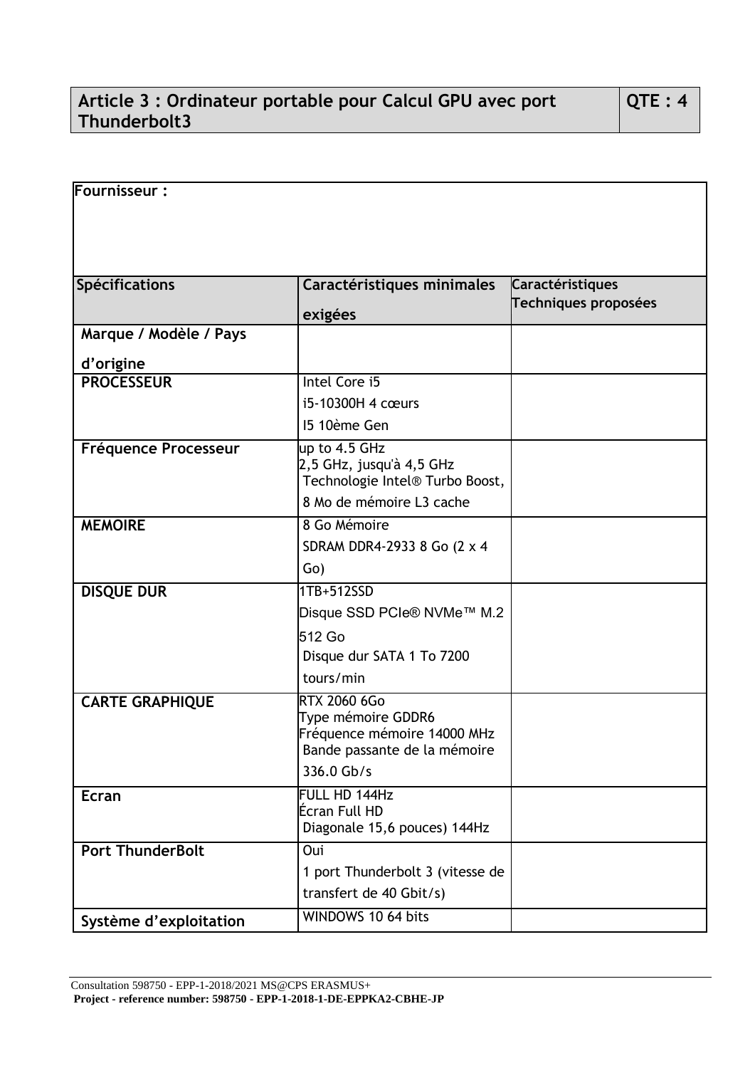| Article 3 : Ordinateur portable pour Calcul GPU avec port Thunderbolt3 | QTE : 4 |
| --- | --- |

| Fournisseur : | | |
| --- | --- | --- |
| **Spécifications** | **Caractéristiques minimales exigées** | **Caractéristiques Techniques proposées** |
| **Marque / Modèle / Pays d'origine** | | |
| **PROCESSEUR** | Intel Core i5<br>i5-10300H 4 cœurs<br>I5 10ème Gen | |
| **Fréquence Processeur** | up to 4.5 GHz<br>2,5 GHz, jusqu'à 4,5 GHz Technologie Intel® Turbo Boost,<br>8 Mo de mémoire L3 cache | |
| **MEMOIRE** | 8 Go Mémoire<br>SDRAM DDR4-2933 8 Go (2 x 4 Go) | |
| **DISQUE DUR** | 1TB+512SSD<br>Disque SSD PCIe® NVMe™ M.2 512 Go<br>Disque dur SATA 1 To 7200 tours/min | |
| **CARTE GRAPHIQUE** | RTX 2060 6Go<br>Type mémoire GDDR6<br>Fréquence mémoire 14000 MHz<br>Bande passante de la mémoire 336.0 Gb/s | |
| **Ecran** | FULL HD 144Hz<br>Écran Full HD<br>Diagonale 15,6 pouces) 144Hz | |
| **Port ThunderBolt** | Oui<br>1 port Thunderbolt 3 (vitesse de transfert de 40 Gbit/s) | |
| **Système d'exploitation** | WINDOWS 10 64 bits | |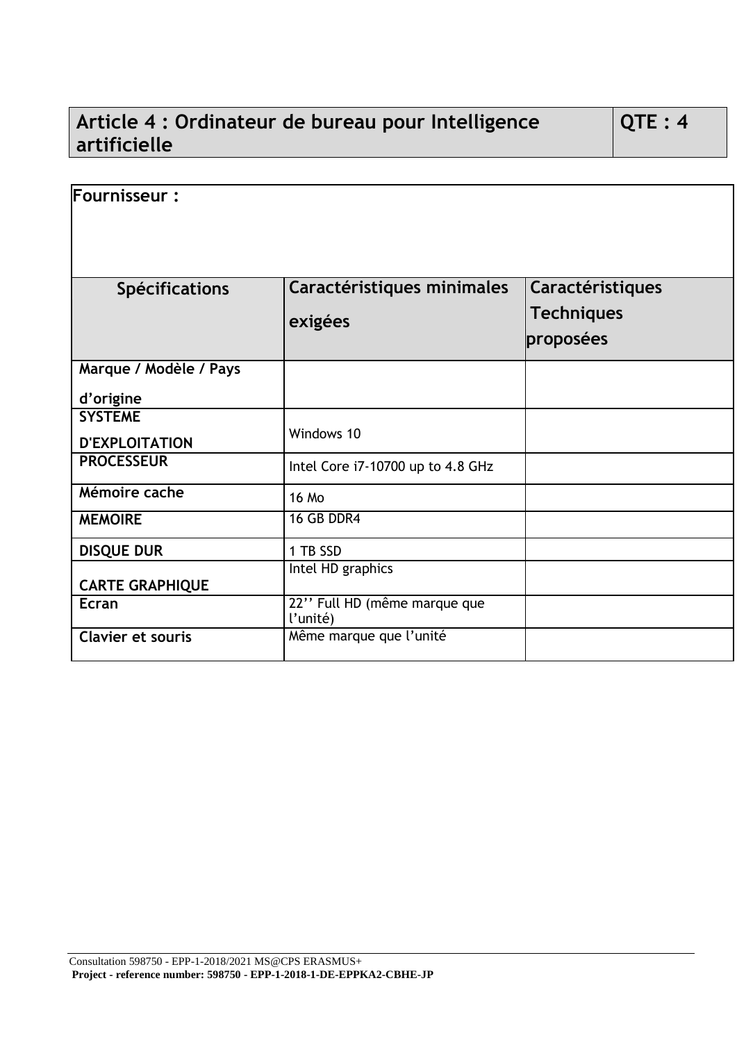| Article 4 : Ordinateur de bureau pour Intelligence artificielle | QTE : 4 |
|---|---|

| Fournisseur : | | |
|---|---|---|
| **Spécifications** | **Caractéristiques minimales exigées** | **Caractéristiques Techniques proposées** |
| **Marque / Modèle / Pays d'origine** | | |
| **SYSTEME D'EXPLOITATION** | Windows 10 | |
| **PROCESSEUR** | Intel Core i7-10700 up to 4.8 GHz | |
| **Mémoire cache** | 16 Mo | |
| **MEMOIRE** | 16 GB DDR4 | |
| **DISQUE DUR** | 1 TB SSD | |
| **CARTE GRAPHIQUE** | Intel HD graphics | |
| **Ecran** | 22'' Full HD (même marque que l'unité) | |
| **Clavier et souris** | Même marque que l'unité | |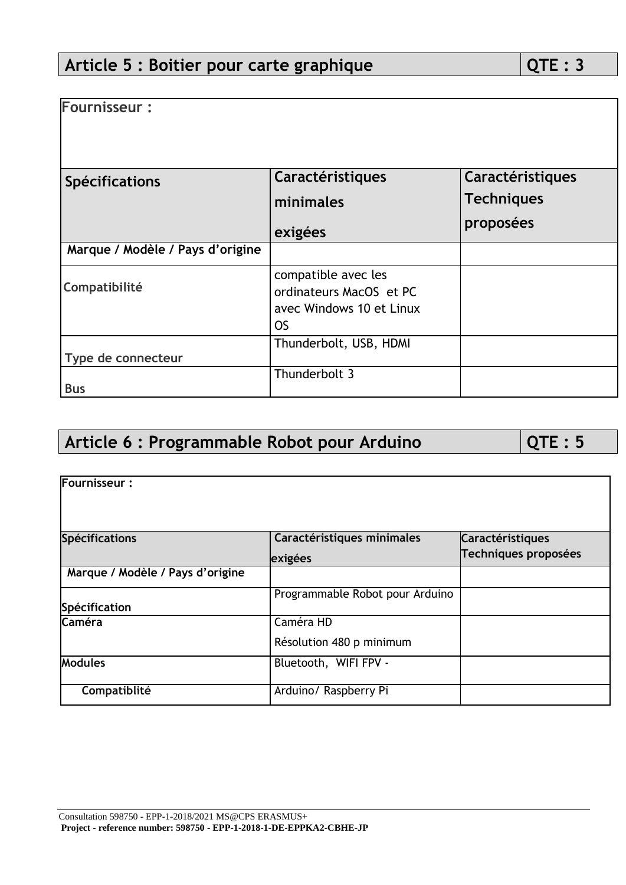## Article 5 : Boitier pour carte graphique | QTE : 3

| Fournisseur : | | |
|---|---|---|
| **Spécifications** | **Caractéristiques minimales exigées** | **Caractéristiques Techniques proposées** |
| **Marque / Modèle / Pays d'origine** | | |
| Compatibilité | compatible avec les ordinateurs MacOS et PC avec Windows 10 et Linux OS | |
| Type de connecteur | Thunderbolt, USB, HDMI | |
| Bus | Thunderbolt 3 | |

## Article 6 : Programmable Robot pour Arduino | QTE : 5

| Fournisseur : | | |
|---|---|---|
| **Spécifications** | **Caractéristiques minimales exigées** | **Caractéristiques Techniques proposées** |
| **Marque / Modèle / Pays d'origine** | | |
| **Spécification** | Programmable Robot pour Arduino | |
| **Caméra** | Caméra HD<br>Résolution 480 p minimum | |
| **Modules** | Bluetooth, WIFI FPV - | |
| **Compatiblité** | Arduino/ Raspberry Pi | |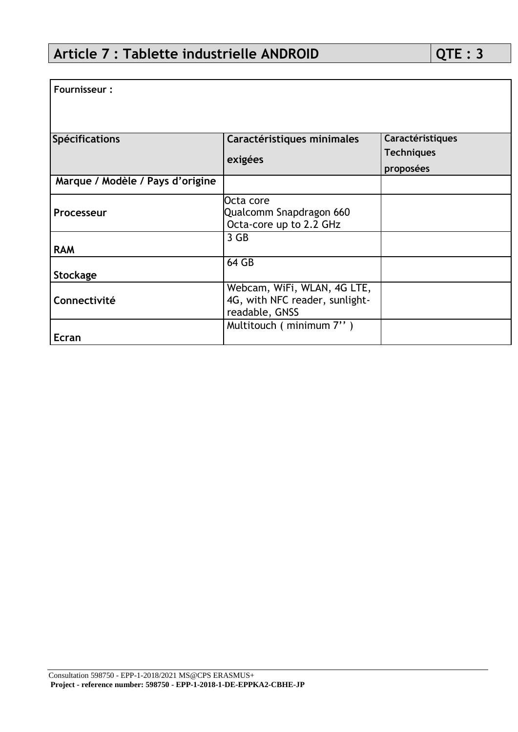| Article 7 : Tablette industrielle ANDROID | QTE : 3 |
|---|---|

| Fournisseur : | | |
|---|---|---|
| **Spécifications** | **Caractéristiques minimales exigées** | **Caractéristiques Techniques proposées** |
| **Marque / Modèle / Pays d'origine** | | |
| **Processeur** | Octa core<br>Qualcomm Snapdragon 660<br>Octa-core up to 2.2 GHz | |
| **RAM** | 3 GB | |
| **Stockage** | 64 GB | |
| **Connectivité** | Webcam, WiFi, WLAN, 4G LTE, 4G, with NFC reader, sunlight-readable, GNSS | |
| **Ecran** | Multitouch ( minimum 7'' ) | |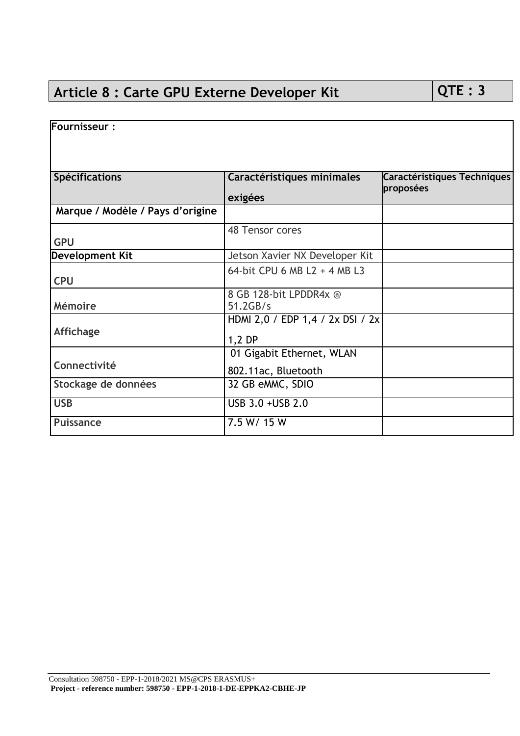| Article 8 : Carte GPU Externe Developer Kit | QTE : 3 |
|---|---|

| Fournisseur : | | |
|---|---|---|
| **Spécifications** | **Caractéristiques minimales exigées** | **Caractéristiques Techniques proposées** |
| **Marque / Modèle / Pays d'origine** | | |
| **GPU** | 48 Tensor cores | |
| **Development Kit** | Jetson Xavier NX Developer Kit | |
| **CPU** | 64-bit CPU 6 MB L2 + 4 MB L3 | |
| **Mémoire** | 8 GB 128-bit LPDDR4x @ 51.2GB/s | |
| **Affichage** | HDMI 2,0 / EDP 1,4 / 2x DSI / 2x 1,2 DP | |
| **Connectivité** | 01 Gigabit Ethernet, WLAN 802.11ac, Bluetooth | |
| **Stockage de données** | 32 GB eMMC, SDIO | |
| **USB** | USB 3.0 +USB 2.0 | |
| **Puissance** | 7.5 W/ 15 W | |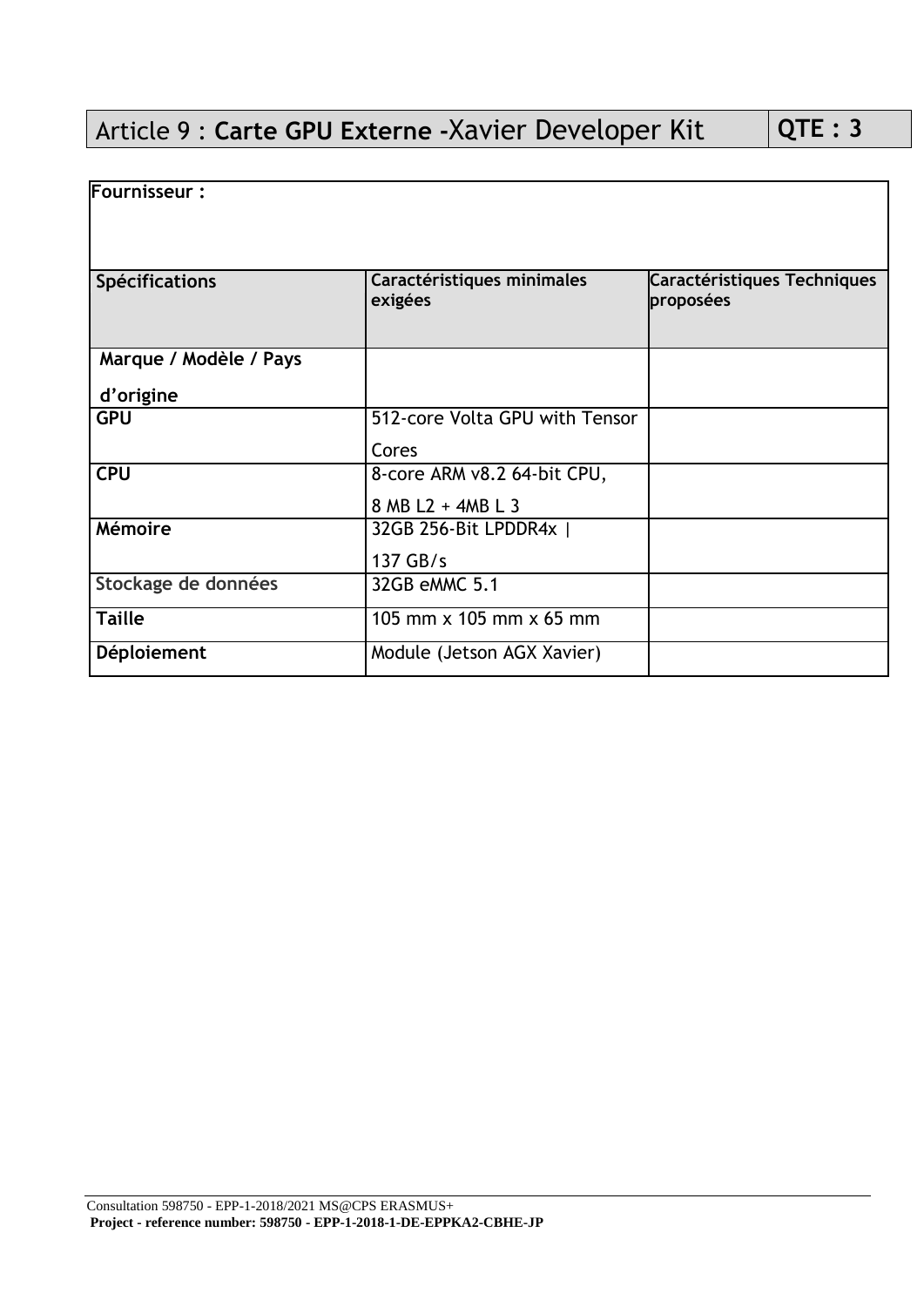| Article 9 : **Carte GPU Externe -**Xavier Developer Kit | **QTE : 3** |
| --- | --- |

| **Fournisseur :** | | |
| --- | --- | --- |
| **Spécifications** | **Caractéristiques minimales exigées** | **Caractéristiques Techniques proposées** |
| **Marque / Modèle / Pays d'origine** | | |
| **GPU** | 512-core Volta GPU with Tensor Cores | |
| **CPU** | 8-core ARM v8.2 64-bit CPU, 8 MB L2 + 4MB L 3 | |
| **Mémoire** | 32GB 256-Bit LPDDR4x \| 137 GB/s | |
| **Stockage de données** | 32GB eMMC 5.1 | |
| **Taille** | 105 mm x 105 mm x 65 mm | |
| **Déploiement** | Module (Jetson AGX Xavier) | |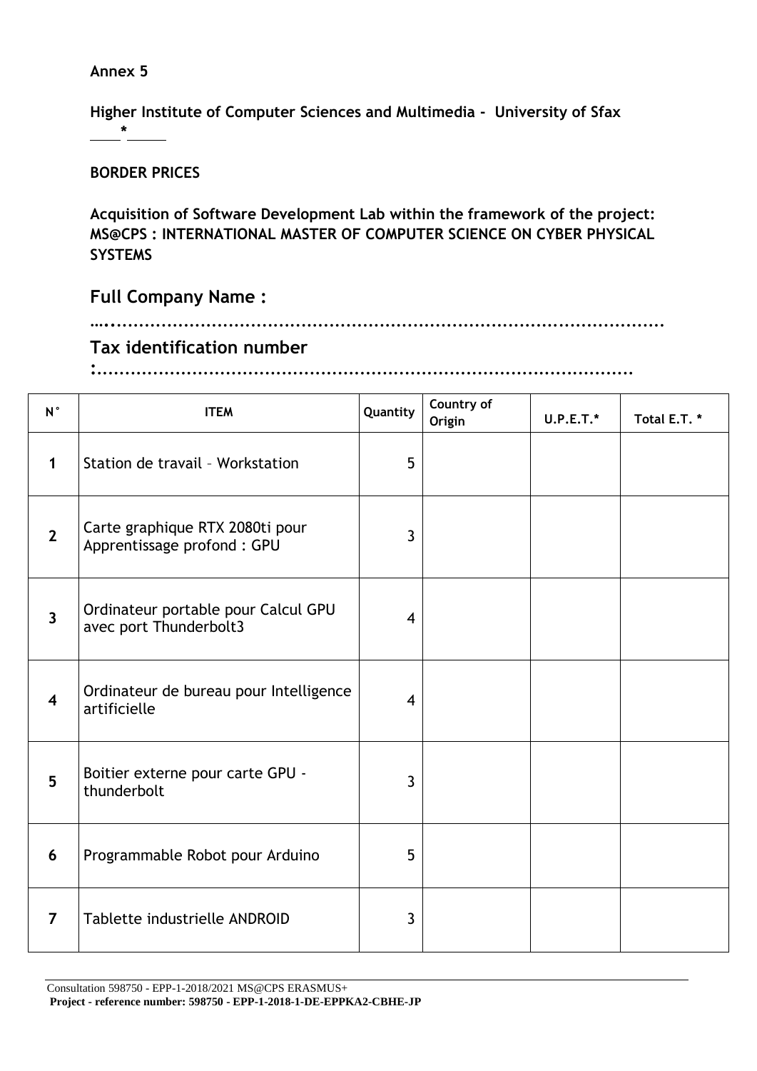**Annex 5**

**Higher Institute of Computer Sciences and Multimedia - University of Sfax**

**\***

**BORDER PRICES**

**Acquisition of Software Development Lab within the framework of the project: MS@CPS : INTERNATIONAL MASTER OF COMPUTER SCIENCE ON CYBER PHYSICAL SYSTEMS**

## Full Company Name :

**….............................................................................................**

## Tax identification number

**:.......................................................................................**

| N° | ITEM | Quantity | Country of Origin | U.P.E.T.* | Total E.T. * |
|---|---|---|---|---|---|
| 1 | Station de travail – Workstation | 5 | | | |
| 2 | Carte graphique RTX 2080ti pour Apprentissage profond : GPU | 3 | | | |
| 3 | Ordinateur portable pour Calcul GPU avec port Thunderbolt3 | 4 | | | |
| 4 | Ordinateur de bureau pour Intelligence artificielle | 4 | | | |
| 5 | Boitier externe pour carte GPU - thunderbolt | 3 | | | |
| 6 | Programmable Robot pour Arduino | 5 | | | |
| 7 | Tablette industrielle ANDROID | 3 | | | |

Consultation 598750 - EPP-1-2018/2021 MS@CPS ERASMUS+
**Project - reference number: 598750 - EPP-1-2018-1-DE-EPPKA2-CBHE-JP**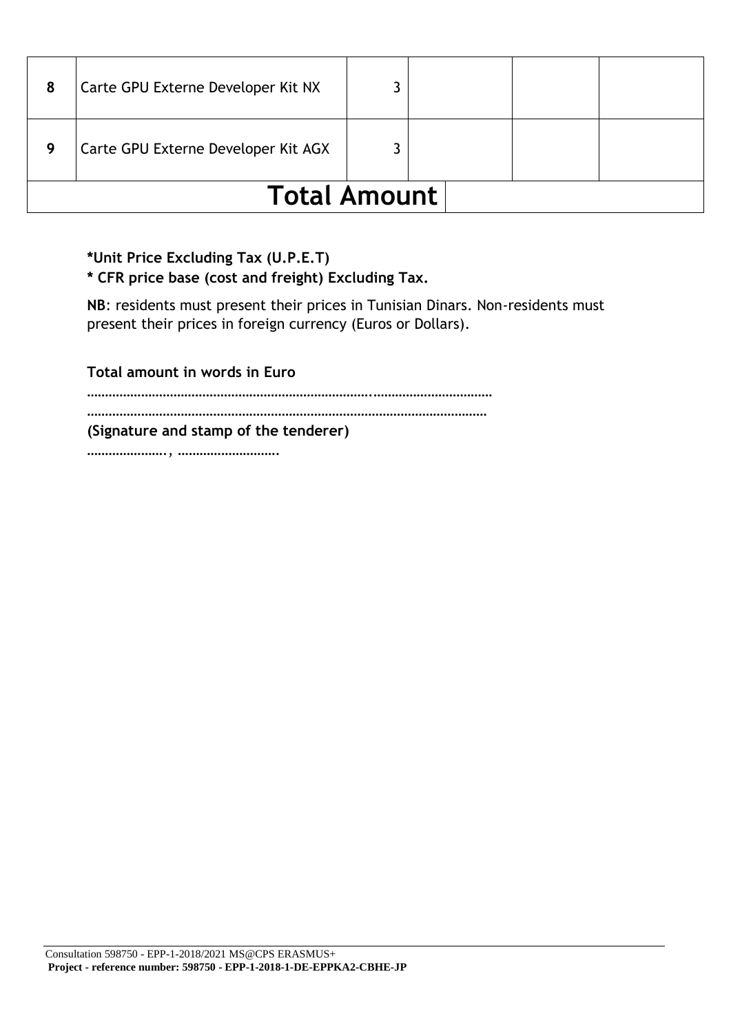| 8 | Carte GPU Externe Developer Kit NX | 3 | | | |
|---|---|---|---|---|---|
| 9 | Carte GPU Externe Developer Kit AGX | 3 | | | |
| **Total Amount** | | | | | |

**\*Unit Price Excluding Tax (U.P.E.T)**

**\* CFR price base (cost and freight) Excluding Tax.**

**NB**: residents must present their prices in Tunisian Dinars. Non-residents must present their prices in foreign currency (Euros or Dollars).

**Total amount in words in Euro**

……………………………………………………………………..……………………………

……………………………………………………………………………………………………

**(Signature and stamp of the tenderer)**

…………………., ……………………….

Consultation 598750 - EPP-1-2018/2021 MS@CPS ERASMUS+

**Project - reference number: 598750 - EPP-1-2018-1-DE-EPPKA2-CBHE-JP**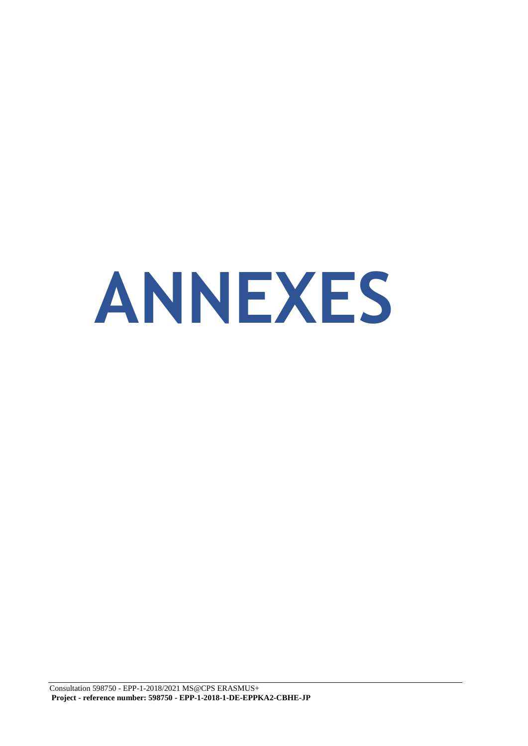# ANNEXES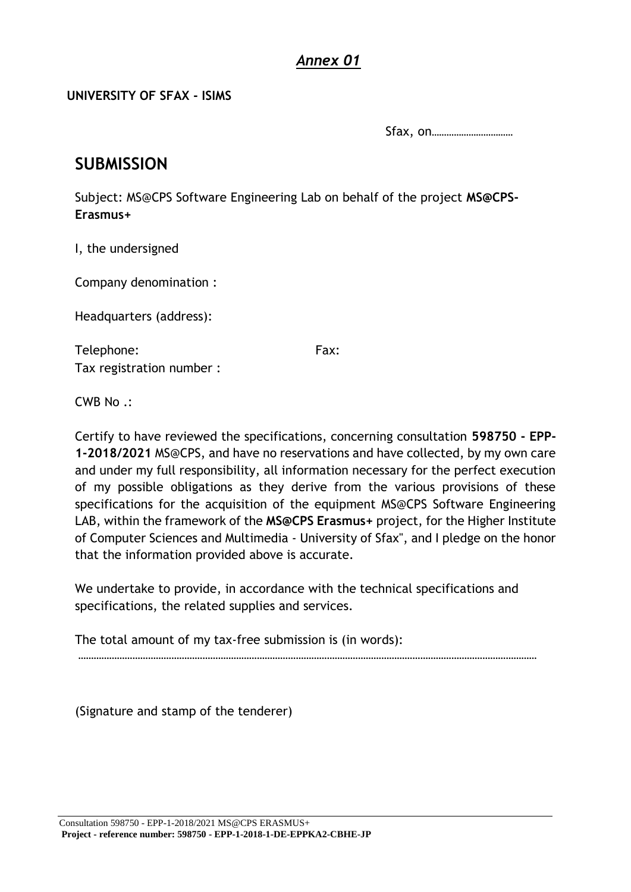***Annex 01***

**UNIVERSITY OF SFAX - ISIMS**

Sfax, on……………………………

# SUBMISSION

Subject: MS@CPS Software Engineering Lab on behalf of the project **MS@CPS-Erasmus+**

I, the undersigned

Company denomination :

Headquarters (address):

Telephone: Fax:

Tax registration number :

CWB No .:

Certify to have reviewed the specifications, concerning consultation **598750 - EPP-1-2018/2021** MS@CPS, and have no reservations and have collected, by my own care and under my full responsibility, all information necessary for the perfect execution of my possible obligations as they derive from the various provisions of these specifications for the acquisition of the equipment MS@CPS Software Engineering LAB, within the framework of the **MS@CPS Erasmus+** project, for the Higher Institute of Computer Sciences and Multimedia - University of Sfax", and I pledge on the honor that the information provided above is accurate.

We undertake to provide, in accordance with the technical specifications and specifications, the related supplies and services.

The total amount of my tax-free submission is (in words):

……………………………………………………………………………………………………………………………………………………………

(Signature and stamp of the tenderer)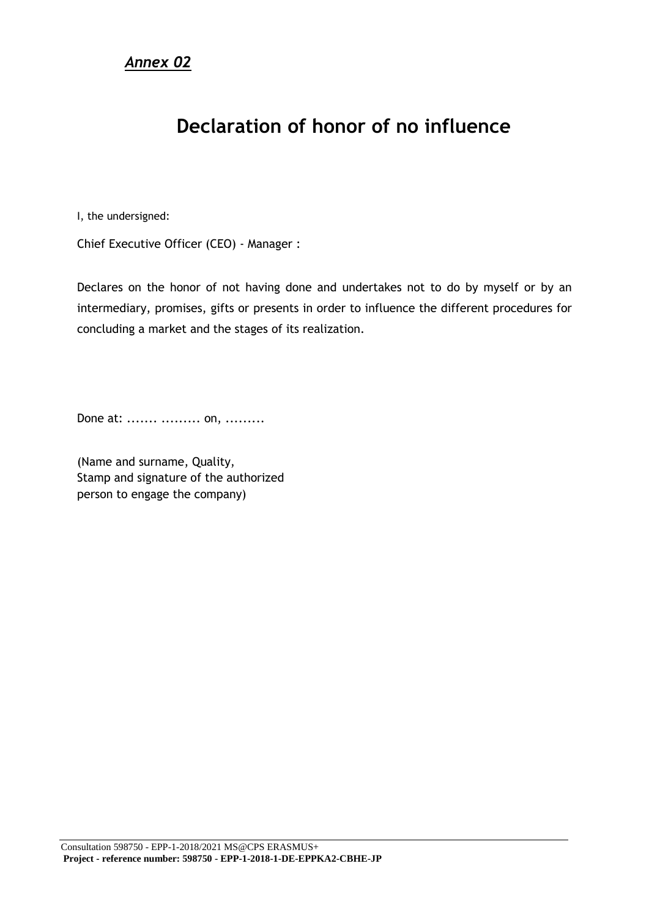***Annex 02***

# Declaration of honor of no influence

I, the undersigned:

Chief Executive Officer (CEO) - Manager :

Declares on the honor of not having done and undertakes not to do by myself or by an intermediary, promises, gifts or presents in order to influence the different procedures for concluding a market and the stages of its realization.

Done at: ....... ......... on, .........

(Name and surname, Quality,
Stamp and signature of the authorized
person to engage the company)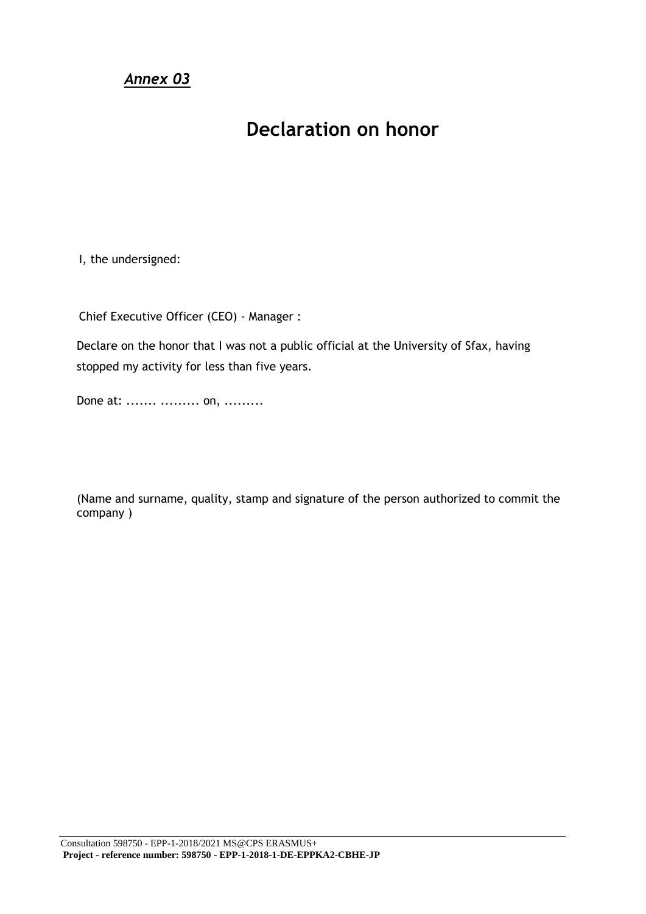***Annex 03***

# Declaration on honor

I, the undersigned:

Chief Executive Officer (CEO) - Manager :

Declare on the honor that I was not a public official at the University of Sfax, having stopped my activity for less than five years.

Done at: ....... ......... on, .........

(Name and surname, quality, stamp and signature of the person authorized to commit the company )